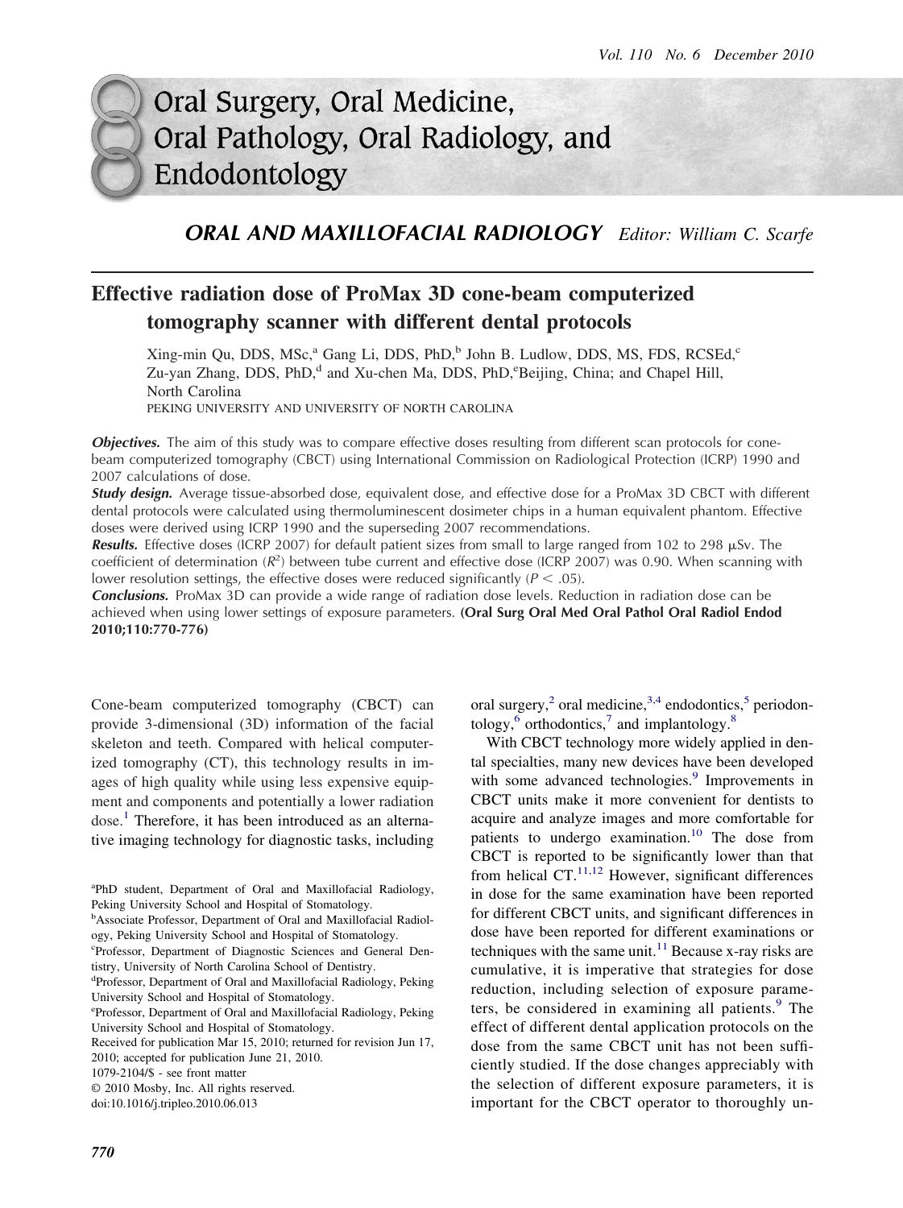## ORAL AND MAXILLOFACIAL RADIOLOGY *Editor: William C. Scarfe*

# Effective radiation dose of ProMax 3D cone-beam computerized tomography scanner with different dental protocols

Xing-min Qu, DDS, MSc,[a] Gang Li, DDS, PhD,[b] John B. Ludlow, DDS, MS, FDS, RCSEd,[c] Zu-yan Zhang, DDS, PhD,[d] and Xu-chen Ma, DDS, PhD,[e] Beijing, China; and Chapel Hill, North Carolina

PEKING UNIVERSITY AND UNIVERSITY OF NORTH CAROLINA

***Objectives.*** The aim of this study was to compare effective doses resulting from different scan protocols for cone-beam computerized tomography (CBCT) using International Commission on Radiological Protection (ICRP) 1990 and 2007 calculations of dose.

***Study design.*** Average tissue-absorbed dose, equivalent dose, and effective dose for a ProMax 3D CBCT with different dental protocols were calculated using thermoluminescent dosimeter chips in a human equivalent phantom. Effective doses were derived using ICRP 1990 and the superseding 2007 recommendations.

***Results.*** Effective doses (ICRP 2007) for default patient sizes from small to large ranged from 102 to 298 μSv. The coefficient of determination ($R^2$) between tube current and effective dose (ICRP 2007) was 0.90. When scanning with lower resolution settings, the effective doses were reduced significantly ($P < .05$).

***Conclusions.*** ProMax 3D can provide a wide range of radiation dose levels. Reduction in radiation dose can be achieved when using lower settings of exposure parameters. **(Oral Surg Oral Med Oral Pathol Oral Radiol Endod 2010;110:770-776)**

Cone-beam computerized tomography (CBCT) can provide 3-dimensional (3D) information of the facial skeleton and teeth. Compared with helical computerized tomography (CT), this technology results in images of high quality while using less expensive equipment and components and potentially a lower radiation dose.[1] Therefore, it has been introduced as an alternative imaging technology for diagnostic tasks, including oral surgery,[2] oral medicine,[3,4] endodontics,[5] periodontology,[6] orthodontics,[7] and implantology.[8]

With CBCT technology more widely applied in dental specialties, many new devices have been developed with some advanced technologies.[9] Improvements in CBCT units make it more convenient for dentists to acquire and analyze images and more comfortable for patients to undergo examination.[10] The dose from CBCT is reported to be significantly lower than that from helical CT.[11,12] However, significant differences in dose for the same examination have been reported for different CBCT units, and significant differences in dose have been reported for different examinations or techniques with the same unit.[11] Because x-ray risks are cumulative, it is imperative that strategies for dose reduction, including selection of exposure parameters, be considered in examining all patients.[9] The effect of different dental application protocols on the dose from the same CBCT unit has not been sufficiently studied. If the dose changes appreciably with the selection of different exposure parameters, it is important for the CBCT operator to thoroughly un-

[a]PhD student, Department of Oral and Maxillofacial Radiology, Peking University School and Hospital of Stomatology.

[b]Associate Professor, Department of Oral and Maxillofacial Radiology, Peking University School and Hospital of Stomatology.

[c]Professor, Department of Diagnostic Sciences and General Dentistry, University of North Carolina School of Dentistry.

[d]Professor, Department of Oral and Maxillofacial Radiology, Peking University School and Hospital of Stomatology.

[e]Professor, Department of Oral and Maxillofacial Radiology, Peking University School and Hospital of Stomatology.

Received for publication Mar 15, 2010; returned for revision Jun 17, 2010; accepted for publication June 21, 2010.

1079-2104/$ - see front matter

© 2010 Mosby, Inc. All rights reserved.

doi:10.1016/j.tripleo.2010.06.013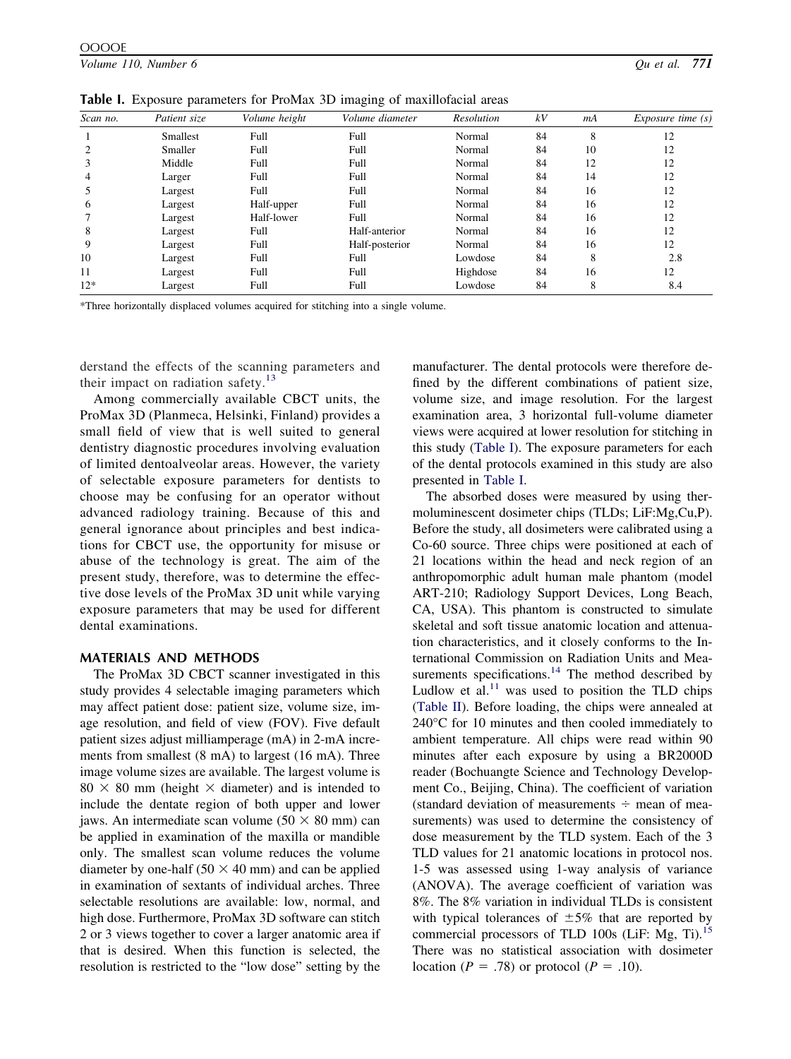**Table I.** Exposure parameters for ProMax 3D imaging of maxillofacial areas

| Scan no. | Patient size | Volume height | Volume diameter | Resolution | kV | mA | Exposure time (s) |
|---|---|---|---|---|---|---|---|
| 1 | Smallest | Full | Full | Normal | 84 | 8 | 12 |
| 2 | Smaller | Full | Full | Normal | 84 | 10 | 12 |
| 3 | Middle | Full | Full | Normal | 84 | 12 | 12 |
| 4 | Larger | Full | Full | Normal | 84 | 14 | 12 |
| 5 | Largest | Full | Full | Normal | 84 | 16 | 12 |
| 6 | Largest | Half-upper | Full | Normal | 84 | 16 | 12 |
| 7 | Largest | Half-lower | Full | Normal | 84 | 16 | 12 |
| 8 | Largest | Full | Half-anterior | Normal | 84 | 16 | 12 |
| 9 | Largest | Full | Half-posterior | Normal | 84 | 16 | 12 |
| 10 | Largest | Full | Full | Lowdose | 84 | 8 | 2.8 |
| 11 | Largest | Full | Full | Highdose | 84 | 16 | 12 |
| 12* | Largest | Full | Full | Lowdose | 84 | 8 | 8.4 |

*Three horizontally displaced volumes acquired for stitching into a single volume.

derstand the effects of the scanning parameters and their impact on radiation safety.[13]

Among commercially available CBCT units, the ProMax 3D (Planmeca, Helsinki, Finland) provides a small field of view that is well suited to general dentistry diagnostic procedures involving evaluation of limited dentoalveolar areas. However, the variety of selectable exposure parameters for dentists to choose may be confusing for an operator without advanced radiology training. Because of this and general ignorance about principles and best indications for CBCT use, the opportunity for misuse or abuse of the technology is great. The aim of the present study, therefore, was to determine the effective dose levels of the ProMax 3D unit while varying exposure parameters that may be used for different dental examinations.

## MATERIALS AND METHODS

The ProMax 3D CBCT scanner investigated in this study provides 4 selectable imaging parameters which may affect patient dose: patient size, volume size, image resolution, and field of view (FOV). Five default patient sizes adjust milliamperage (mA) in 2-mA increments from smallest (8 mA) to largest (16 mA). Three image volume sizes are available. The largest volume is $80 \times 80$ mm (height $\times$ diameter) and is intended to include the dentate region of both upper and lower jaws. An intermediate scan volume ($50 \times 80$ mm) can be applied in examination of the maxilla or mandible only. The smallest scan volume reduces the volume diameter by one-half ($50 \times 40$ mm) and can be applied in examination of sextants of individual arches. Three selectable resolutions are available: low, normal, and high dose. Furthermore, ProMax 3D software can stitch 2 or 3 views together to cover a larger anatomic area if that is desired. When this function is selected, the resolution is restricted to the "low dose" setting by the manufacturer. The dental protocols were therefore defined by the different combinations of patient size, volume size, and image resolution. For the largest examination area, 3 horizontal full-volume diameter views were acquired at lower resolution for stitching in this study (Table I). The exposure parameters for each of the dental protocols examined in this study are also presented in Table I.

The absorbed doses were measured by using thermoluminescent dosimeter chips (TLDs; LiF:Mg,Cu,P). Before the study, all dosimeters were calibrated using a Co-60 source. Three chips were positioned at each of 21 locations within the head and neck region of an anthropomorphic adult human male phantom (model ART-210; Radiology Support Devices, Long Beach, CA, USA). This phantom is constructed to simulate skeletal and soft tissue anatomic location and attenuation characteristics, and it closely conforms to the International Commission on Radiation Units and Measurements specifications.[14] The method described by Ludlow et al.[11] was used to position the TLD chips (Table II). Before loading, the chips were annealed at 240°C for 10 minutes and then cooled immediately to ambient temperature. All chips were read within 90 minutes after each exposure by using a BR2000D reader (Bochuangte Science and Technology Development Co., Beijing, China). The coefficient of variation (standard deviation of measurements ÷ mean of measurements) was used to determine the consistency of dose measurement by the TLD system. Each of the 3 TLD values for 21 anatomic locations in protocol nos. 1-5 was assessed using 1-way analysis of variance (ANOVA). The average coefficient of variation was 8%. The 8% variation in individual TLDs is consistent with typical tolerances of $\pm 5\%$ that are reported by commercial processors of TLD 100s (LiF: Mg, Ti).[15] There was no statistical association with dosimeter location ($P = .78$) or protocol ($P = .10$).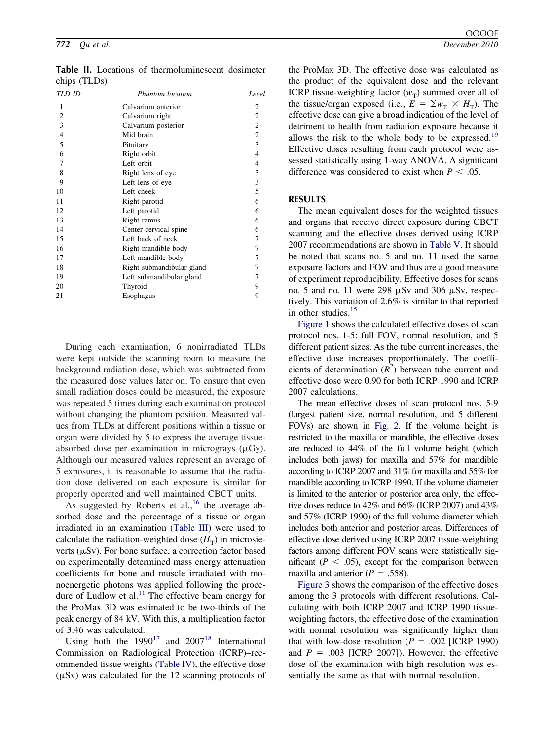**Table II.** Locations of thermoluminescent dosimeter chips (TLDs)

| TLD ID | Phantom location | Level |
|---|---|---|
| 1 | Calvarium anterior | 2 |
| 2 | Calvarium right | 2 |
| 3 | Calvarium posterior | 2 |
| 4 | Mid brain | 2 |
| 5 | Pituitary | 3 |
| 6 | Right orbit | 4 |
| 7 | Left orbit | 4 |
| 8 | Right lens of eye | 3 |
| 9 | Left lens of eye | 3 |
| 10 | Left cheek | 5 |
| 11 | Right parotid | 6 |
| 12 | Left parotid | 6 |
| 13 | Right ramus | 6 |
| 14 | Center cervical spine | 6 |
| 15 | Left back of neck | 7 |
| 16 | Right mandible body | 7 |
| 17 | Left mandible body | 7 |
| 18 | Right submandibular gland | 7 |
| 19 | Left submandibular gland | 7 |
| 20 | Thyroid | 9 |
| 21 | Esophagus | 9 |

During each examination, 6 nonirradiated TLDs were kept outside the scanning room to measure the background radiation dose, which was subtracted from the measured dose values later on. To ensure that even small radiation doses could be measured, the exposure was repeated 5 times during each examination protocol without changing the phantom position. Measured values from TLDs at different positions within a tissue or organ were divided by 5 to express the average tissue-absorbed dose per examination in micrograys (μGy). Although our measured values represent an average of 5 exposures, it is reasonable to assume that the radiation dose delivered on each exposure is similar for properly operated and well maintained CBCT units.

As suggested by Roberts et al.,[16] the average absorbed dose and the percentage of a tissue or organ irradiated in an examination (Table III) were used to calculate the radiation-weighted dose ($H_T$) in microsieverts (μSv). For bone surface, a correction factor based on experimentally determined mass energy attenuation coefficients for bone and muscle irradiated with monoenergetic photons was applied following the procedure of Ludlow et al.[11] The effective beam energy for the ProMax 3D was estimated to be two-thirds of the peak energy of 84 kV. With this, a multiplication factor of 3.46 was calculated.

Using both the 1990[17] and 2007[18] International Commission on Radiological Protection (ICRP)–recommended tissue weights (Table IV), the effective dose (μSv) was calculated for the 12 scanning protocols of the ProMax 3D. The effective dose was calculated as the product of the equivalent dose and the relevant ICRP tissue-weighting factor ($w_T$) summed over all of the tissue/organ exposed (i.e., $E = \Sigma w_T \times H_T$). The effective dose can give a broad indication of the level of detriment to health from radiation exposure because it allows the risk to the whole body to be expressed.[19] Effective doses resulting from each protocol were assessed statistically using 1-way ANOVA. A significant difference was considered to exist when $P < .05$.

## RESULTS

The mean equivalent doses for the weighted tissues and organs that receive direct exposure during CBCT scanning and the effective doses derived using ICRP 2007 recommendations are shown in Table V. It should be noted that scans no. 5 and no. 11 used the same exposure factors and FOV and thus are a good measure of experiment reproducibility. Effective doses for scans no. 5 and no. 11 were 298 μSv and 306 μSv, respectively. This variation of 2.6% is similar to that reported in other studies.[15]

Figure 1 shows the calculated effective doses of scan protocol nos. 1-5: full FOV, normal resolution, and 5 different patient sizes. As the tube current increases, the effective dose increases proportionately. The coefficients of determination ($R^2$) between tube current and effective dose were 0.90 for both ICRP 1990 and ICRP 2007 calculations.

The mean effective doses of scan protocol nos. 5-9 (largest patient size, normal resolution, and 5 different FOVs) are shown in Fig. 2. If the volume height is restricted to the maxilla or mandible, the effective doses are reduced to 44% of the full volume height (which includes both jaws) for maxilla and 57% for mandible according to ICRP 2007 and 31% for maxilla and 55% for mandible according to ICRP 1990. If the volume diameter is limited to the anterior or posterior area only, the effective doses reduce to 42% and 66% (ICRP 2007) and 43% and 57% (ICRP 1990) of the full volume diameter which includes both anterior and posterior areas. Differences of effective dose derived using ICRP 2007 tissue-weighting factors among different FOV scans were statistically significant ($P < .05$), except for the comparison between maxilla and anterior ($P = .558$).

Figure 3 shows the comparison of the effective doses among the 3 protocols with different resolutions. Calculating with both ICRP 2007 and ICRP 1990 tissue-weighting factors, the effective dose of the examination with normal resolution was significantly higher than that with low-dose resolution ($P = .002$ [ICRP 1990] and $P = .003$ [ICRP 2007]). However, the effective dose of the examination with high resolution was essentially the same as that with normal resolution.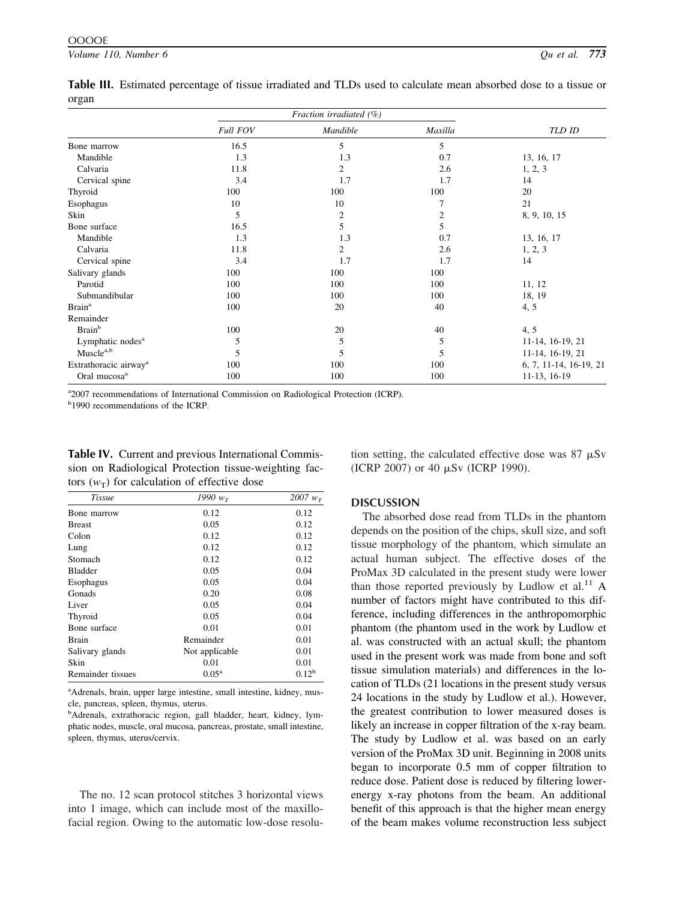**Table III.** Estimated percentage of tissue irradiated and TLDs used to calculate mean absorbed dose to a tissue or organ

| | *Fraction irradiated (%)* | | | |
|---|---|---|---|---|
| | *Full FOV* | *Mandible* | *Maxilla* | *TLD ID* |
| Bone marrow | 16.5 | 5 | 5 | |
| Mandible | 1.3 | 1.3 | 0.7 | 13, 16, 17 |
| Calvaria | 11.8 | 2 | 2.6 | 1, 2, 3 |
| Cervical spine | 3.4 | 1.7 | 1.7 | 14 |
| Thyroid | 100 | 100 | 100 | 20 |
| Esophagus | 10 | 10 | 7 | 21 |
| Skin | 5 | 2 | 2 | 8, 9, 10, 15 |
| Bone surface | 16.5 | 5 | 5 | |
| Mandible | 1.3 | 1.3 | 0.7 | 13, 16, 17 |
| Calvaria | 11.8 | 2 | 2.6 | 1, 2, 3 |
| Cervical spine | 3.4 | 1.7 | 1.7 | 14 |
| Salivary glands | 100 | 100 | 100 | |
| Parotid | 100 | 100 | 100 | 11, 12 |
| Submandibular | 100 | 100 | 100 | 18, 19 |
| Brain[a] | 100 | 20 | 40 | 4, 5 |
| Remainder | | | | |
| Brain[b] | 100 | 20 | 40 | 4, 5 |
| Lymphatic nodes[a] | 5 | 5 | 5 | 11-14, 16-19, 21 |
| Muscle[a,b] | 5 | 5 | 5 | 11-14, 16-19, 21 |
| Extrathoracic airway[a] | 100 | 100 | 100 | 6, 7, 11-14, 16-19, 21 |
| Oral mucosa[a] | 100 | 100 | 100 | 11-13, 16-19 |

[a]2007 recommendations of International Commission on Radiological Protection (ICRP).
[b]1990 recommendations of the ICRP.

**Table IV.** Current and previous International Commission on Radiological Protection tissue-weighting factors ($w_T$) for calculation of effective dose

| *Tissue* | *1990 $w_T$* | *2007 $w_T$* |
|---|---|---|
| Bone marrow | 0.12 | 0.12 |
| Breast | 0.05 | 0.12 |
| Colon | 0.12 | 0.12 |
| Lung | 0.12 | 0.12 |
| Stomach | 0.12 | 0.12 |
| Bladder | 0.05 | 0.04 |
| Esophagus | 0.05 | 0.04 |
| Gonads | 0.20 | 0.08 |
| Liver | 0.05 | 0.04 |
| Thyroid | 0.05 | 0.04 |
| Bone surface | 0.01 | 0.01 |
| Brain | Remainder | 0.01 |
| Salivary glands | Not applicable | 0.01 |
| Skin | 0.01 | 0.01 |
| Remainder tissues | 0.05[a] | 0.12[b] |

[a]Adrenals, brain, upper large intestine, small intestine, kidney, muscle, pancreas, spleen, thymus, uterus.
[b]Adrenals, extrathoracic region, gall bladder, heart, kidney, lymphatic nodes, muscle, oral mucosa, pancreas, prostate, small intestine, spleen, thymus, uterus/cervix.

The no. 12 scan protocol stitches 3 horizontal views into 1 image, which can include most of the maxillofacial region. Owing to the automatic low-dose resolution setting, the calculated effective dose was 87 μSv (ICRP 2007) or 40 μSv (ICRP 1990).

## DISCUSSION

The absorbed dose read from TLDs in the phantom depends on the position of the chips, skull size, and soft tissue morphology of the phantom, which simulate an actual human subject. The effective doses of the ProMax 3D calculated in the present study were lower than those reported previously by Ludlow et al.[11] A number of factors might have contributed to this difference, including differences in the anthropomorphic phantom (the phantom used in the work by Ludlow et al. was constructed with an actual skull; the phantom used in the present work was made from bone and soft tissue simulation materials) and differences in the location of TLDs (21 locations in the present study versus 24 locations in the study by Ludlow et al.). However, the greatest contribution to lower measured doses is likely an increase in copper filtration of the x-ray beam. The study by Ludlow et al. was based on an early version of the ProMax 3D unit. Beginning in 2008 units began to incorporate 0.5 mm of copper filtration to reduce dose. Patient dose is reduced by filtering lower-energy x-ray photons from the beam. An additional benefit of this approach is that the higher mean energy of the beam makes volume reconstruction less subject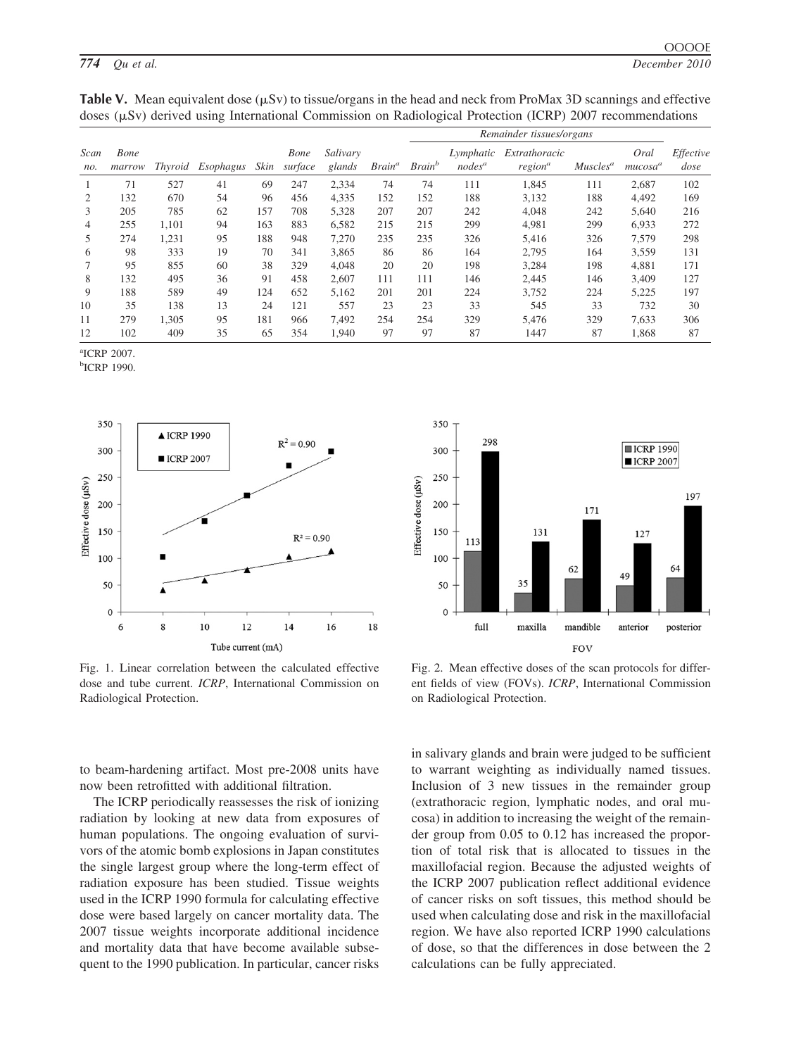**Table V.** Mean equivalent dose (μSv) to tissue/organs in the head and neck from ProMax 3D scannings and effective doses (μSv) derived using International Commission on Radiological Protection (ICRP) 2007 recommendations

| Scan no. | Bone marrow | Thyroid | Esophagus | Skin | Bone surface | Salivary glands | Brain[a] | Remainder tissues/organs | | | | | | Effective dose |
|---|---|---|---|---|---|---|---|---|---|---|---|---|---|---|
| | | | | | | | | Brain[b] | Lymphatic nodes[a] | Extrathoracic region[a] | Muscles[a] | Oral mucosa[a] | | |
| 1 | 71 | 527 | 41 | 69 | 247 | 2,334 | 74 | 74 | 111 | 1,845 | 111 | 2,687 | | 102 |
| 2 | 132 | 670 | 54 | 96 | 456 | 4,335 | 152 | 152 | 188 | 3,132 | 188 | 4,492 | | 169 |
| 3 | 205 | 785 | 62 | 157 | 708 | 5,328 | 207 | 207 | 242 | 4,048 | 242 | 5,640 | | 216 |
| 4 | 255 | 1,101 | 94 | 163 | 883 | 6,582 | 215 | 215 | 299 | 4,981 | 299 | 6,933 | | 272 |
| 5 | 274 | 1,231 | 95 | 188 | 948 | 7,270 | 235 | 235 | 326 | 5,416 | 326 | 7,579 | | 298 |
| 6 | 98 | 333 | 19 | 70 | 341 | 3,865 | 86 | 86 | 164 | 2,795 | 164 | 3,559 | | 131 |
| 7 | 95 | 855 | 60 | 38 | 329 | 4,048 | 20 | 20 | 198 | 3,284 | 198 | 4,881 | | 171 |
| 8 | 132 | 495 | 36 | 91 | 458 | 2,607 | 111 | 111 | 146 | 2,445 | 146 | 3,409 | | 127 |
| 9 | 188 | 589 | 49 | 124 | 652 | 5,162 | 201 | 201 | 224 | 3,752 | 224 | 5,225 | | 197 |
| 10 | 35 | 138 | 13 | 24 | 121 | 557 | 23 | 23 | 33 | 545 | 33 | 732 | | 30 |
| 11 | 279 | 1,305 | 95 | 181 | 966 | 7,492 | 254 | 254 | 329 | 5,476 | 329 | 7,633 | | 306 |
| 12 | 102 | 409 | 35 | 65 | 354 | 1,940 | 97 | 97 | 87 | 1447 | 87 | 1,868 | | 87 |

[a]ICRP 2007.
[b]ICRP 1990.

Fig. 1. Linear correlation between the calculated effective dose and tube current. *ICRP*, International Commission on Radiological Protection.

Fig. 2. Mean effective doses of the scan protocols for different fields of view (FOVs). *ICRP*, International Commission on Radiological Protection.

to beam-hardening artifact. Most pre-2008 units have now been retrofitted with additional filtration.

The ICRP periodically reassesses the risk of ionizing radiation by looking at new data from exposures of human populations. The ongoing evaluation of survivors of the atomic bomb explosions in Japan constitutes the single largest group where the long-term effect of radiation exposure has been studied. Tissue weights used in the ICRP 1990 formula for calculating effective dose were based largely on cancer mortality data. The 2007 tissue weights incorporate additional incidence and mortality data that have become available subsequent to the 1990 publication. In particular, cancer risks in salivary glands and brain were judged to be sufficient to warrant weighting as individually named tissues. Inclusion of 3 new tissues in the remainder group (extrathoracic region, lymphatic nodes, and oral mucosa) in addition to increasing the weight of the remainder group from 0.05 to 0.12 has increased the proportion of total risk that is allocated to tissues in the maxillofacial region. Because the adjusted weights of the ICRP 2007 publication reflect additional evidence of cancer risks on soft tissues, this method should be used when calculating dose and risk in the maxillofacial region. We have also reported ICRP 1990 calculations of dose, so that the differences in dose between the 2 calculations can be fully appreciated.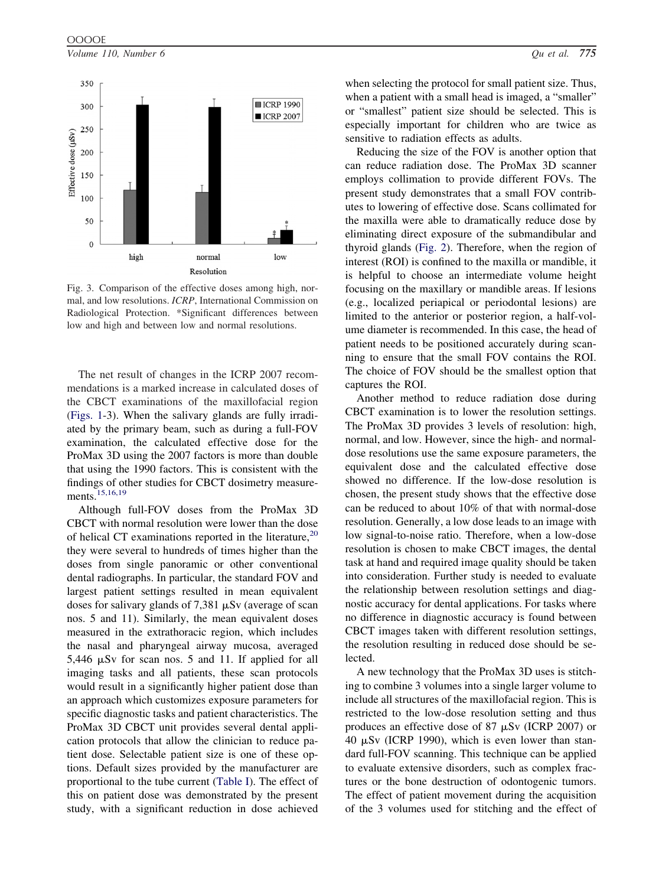Fig. 3. Comparison of the effective doses among high, normal, and low resolutions. *ICRP*, International Commission on Radiological Protection. *Significant differences between low and high and between low and normal resolutions.

The net result of changes in the ICRP 2007 recommendations is a marked increase in calculated doses of the CBCT examinations of the maxillofacial region (Figs. 1-3). When the salivary glands are fully irradiated by the primary beam, such as during a full-FOV examination, the calculated effective dose for the ProMax 3D using the 2007 factors is more than double that using the 1990 factors. This is consistent with the findings of other studies for CBCT dosimetry measurements.[15,16,19]

Although full-FOV doses from the ProMax 3D CBCT with normal resolution were lower than the dose of helical CT examinations reported in the literature,[20] they were several to hundreds of times higher than the doses from single panoramic or other conventional dental radiographs. In particular, the standard FOV and largest patient settings resulted in mean equivalent doses for salivary glands of 7,381 μSv (average of scan nos. 5 and 11). Similarly, the mean equivalent doses measured in the extrathoracic region, which includes the nasal and pharyngeal airway mucosa, averaged 5,446 μSv for scan nos. 5 and 11. If applied for all imaging tasks and all patients, these scan protocols would result in a significantly higher patient dose than an approach which customizes exposure parameters for specific diagnostic tasks and patient characteristics. The ProMax 3D CBCT unit provides several dental application protocols that allow the clinician to reduce patient dose. Selectable patient size is one of these options. Default sizes provided by the manufacturer are proportional to the tube current (Table I). The effect of this on patient dose was demonstrated by the present study, with a significant reduction in dose achieved when selecting the protocol for small patient size. Thus, when a patient with a small head is imaged, a "smaller" or "smallest" patient size should be selected. This is especially important for children who are twice as sensitive to radiation effects as adults.

Reducing the size of the FOV is another option that can reduce radiation dose. The ProMax 3D scanner employs collimation to provide different FOVs. The present study demonstrates that a small FOV contributes to lowering of effective dose. Scans collimated for the maxilla were able to dramatically reduce dose by eliminating direct exposure of the submandibular and thyroid glands (Fig. 2). Therefore, when the region of interest (ROI) is confined to the maxilla or mandible, it is helpful to choose an intermediate volume height focusing on the maxillary or mandible areas. If lesions (e.g., localized periapical or periodontal lesions) are limited to the anterior or posterior region, a half-volume diameter is recommended. In this case, the head of patient needs to be positioned accurately during scanning to ensure that the small FOV contains the ROI. The choice of FOV should be the smallest option that captures the ROI.

Another method to reduce radiation dose during CBCT examination is to lower the resolution settings. The ProMax 3D provides 3 levels of resolution: high, normal, and low. However, since the high- and normal-dose resolutions use the same exposure parameters, the equivalent dose and the calculated effective dose showed no difference. If the low-dose resolution is chosen, the present study shows that the effective dose can be reduced to about 10% of that with normal-dose resolution. Generally, a low dose leads to an image with low signal-to-noise ratio. Therefore, when a low-dose resolution is chosen to make CBCT images, the dental task at hand and required image quality should be taken into consideration. Further study is needed to evaluate the relationship between resolution settings and diagnostic accuracy for dental applications. For tasks where no difference in diagnostic accuracy is found between CBCT images taken with different resolution settings, the resolution resulting in reduced dose should be selected.

A new technology that the ProMax 3D uses is stitching to combine 3 volumes into a single larger volume to include all structures of the maxillofacial region. This is restricted to the low-dose resolution setting and thus produces an effective dose of 87 μSv (ICRP 2007) or 40 μSv (ICRP 1990), which is even lower than standard full-FOV scanning. This technique can be applied to evaluate extensive disorders, such as complex fractures or the bone destruction of odontogenic tumors. The effect of patient movement during the acquisition of the 3 volumes used for stitching and the effect of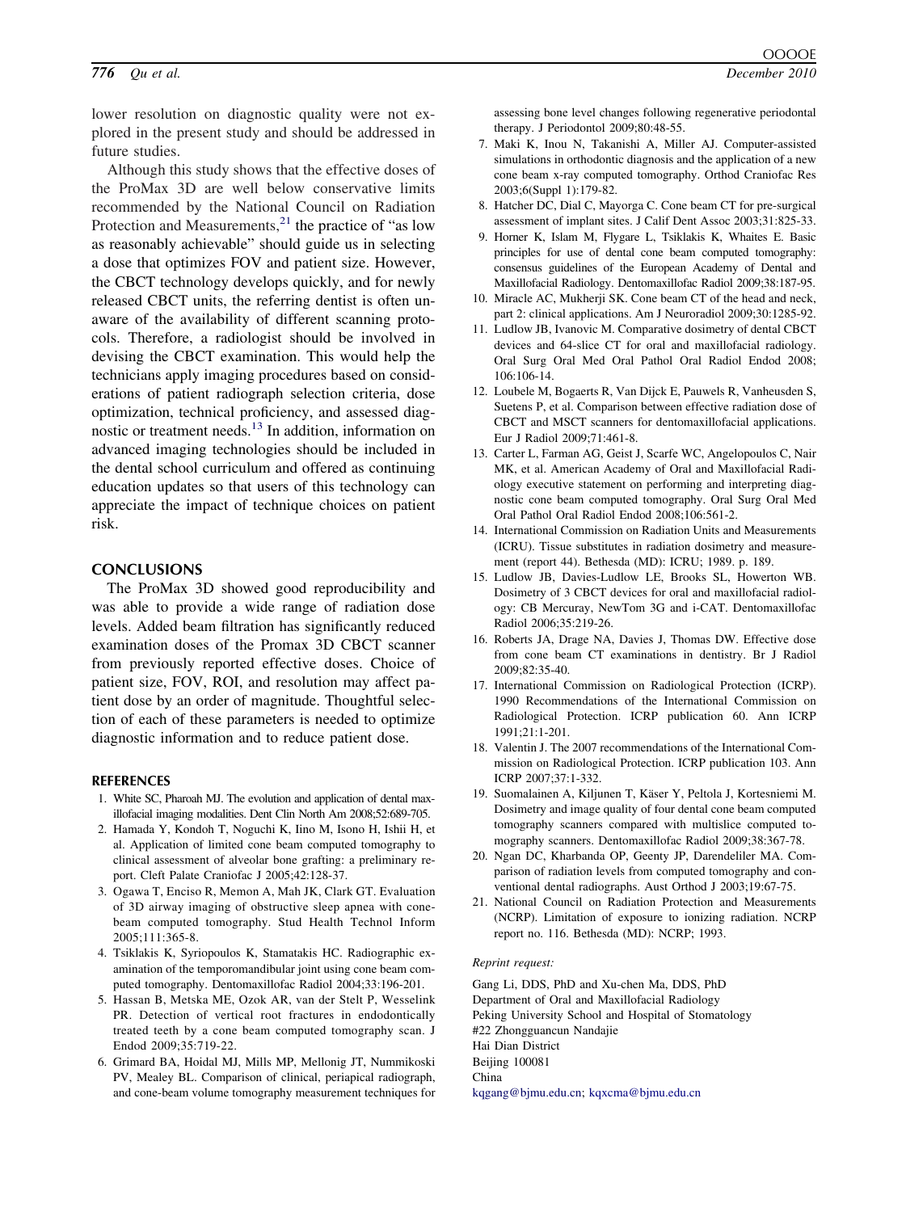lower resolution on diagnostic quality were not explored in the present study and should be addressed in future studies.

Although this study shows that the effective doses of the ProMax 3D are well below conservative limits recommended by the National Council on Radiation Protection and Measurements,[21] the practice of "as low as reasonably achievable" should guide us in selecting a dose that optimizes FOV and patient size. However, the CBCT technology develops quickly, and for newly released CBCT units, the referring dentist is often unaware of the availability of different scanning protocols. Therefore, a radiologist should be involved in devising the CBCT examination. This would help the technicians apply imaging procedures based on considerations of patient radiograph selection criteria, dose optimization, technical proficiency, and assessed diagnostic or treatment needs.[13] In addition, information on advanced imaging technologies should be included in the dental school curriculum and offered as continuing education updates so that users of this technology can appreciate the impact of technique choices on patient risk.

## CONCLUSIONS

The ProMax 3D showed good reproducibility and was able to provide a wide range of radiation dose levels. Added beam filtration has significantly reduced examination doses of the Promax 3D CBCT scanner from previously reported effective doses. Choice of patient size, FOV, ROI, and resolution may affect patient dose by an order of magnitude. Thoughtful selection of each of these parameters is needed to optimize diagnostic information and to reduce patient dose.

## REFERENCES

1. White SC, Pharoah MJ. The evolution and application of dental maxillofacial imaging modalities. Dent Clin North Am 2008;52:689-705.
2. Hamada Y, Kondoh T, Noguchi K, Iino M, Isono H, Ishii H, et al. Application of limited cone beam computed tomography to clinical assessment of alveolar bone grafting: a preliminary report. Cleft Palate Craniofac J 2005;42:128-37.
3. Ogawa T, Enciso R, Memon A, Mah JK, Clark GT. Evaluation of 3D airway imaging of obstructive sleep apnea with cone-beam computed tomography. Stud Health Technol Inform 2005;111:365-8.
4. Tsiklakis K, Syriopoulos K, Stamatakis HC. Radiographic examination of the temporomandibular joint using cone beam computed tomography. Dentomaxillofac Radiol 2004;33:196-201.
5. Hassan B, Metska ME, Ozok AR, van der Stelt P, Wesselink PR. Detection of vertical root fractures in endodontically treated teeth by a cone beam computed tomography scan. J Endod 2009;35:719-22.
6. Grimard BA, Hoidal MJ, Mills MP, Mellonig JT, Nummikoski PV, Mealey BL. Comparison of clinical, periapical radiograph, and cone-beam volume tomography measurement techniques for assessing bone level changes following regenerative periodontal therapy. J Periodontol 2009;80:48-55.
7. Maki K, Inou N, Takanishi A, Miller AJ. Computer-assisted simulations in orthodontic diagnosis and the application of a new cone beam x-ray computed tomography. Orthod Craniofac Res 2003;6(Suppl 1):179-82.
8. Hatcher DC, Dial C, Mayorga C. Cone beam CT for pre-surgical assessment of implant sites. J Calif Dent Assoc 2003;31:825-33.
9. Horner K, Islam M, Flygare L, Tsiklakis K, Whaites E. Basic principles for use of dental cone beam computed tomography: consensus guidelines of the European Academy of Dental and Maxillofacial Radiology. Dentomaxillofac Radiol 2009;38:187-95.
10. Miracle AC, Mukherji SK. Cone beam CT of the head and neck, part 2: clinical applications. Am J Neuroradiol 2009;30:1285-92.
11. Ludlow JB, Ivanovic M. Comparative dosimetry of dental CBCT devices and 64-slice CT for oral and maxillofacial radiology. Oral Surg Oral Med Oral Pathol Oral Radiol Endod 2008;106:106-14.
12. Loubele M, Bogaerts R, Van Dijck E, Pauwels R, Vanheusden S, Suetens P, et al. Comparison between effective radiation dose of CBCT and MSCT scanners for dentomaxillofacial applications. Eur J Radiol 2009;71:461-8.
13. Carter L, Farman AG, Geist J, Scarfe WC, Angelopoulos C, Nair MK, et al. American Academy of Oral and Maxillofacial Radiology executive statement on performing and interpreting diagnostic cone beam computed tomography. Oral Surg Oral Med Oral Pathol Oral Radiol Endod 2008;106:561-2.
14. International Commission on Radiation Units and Measurements (ICRU). Tissue substitutes in radiation dosimetry and measurement (report 44). Bethesda (MD): ICRU; 1989. p. 189.
15. Ludlow JB, Davies-Ludlow LE, Brooks SL, Howerton WB. Dosimetry of 3 CBCT devices for oral and maxillofacial radiology: CB Mercuray, NewTom 3G and i-CAT. Dentomaxillofac Radiol 2006;35:219-26.
16. Roberts JA, Drage NA, Davies J, Thomas DW. Effective dose from cone beam CT examinations in dentistry. Br J Radiol 2009;82:35-40.
17. International Commission on Radiological Protection (ICRP). 1990 Recommendations of the International Commission on Radiological Protection. ICRP publication 60. Ann ICRP 1991;21:1-201.
18. Valentin J. The 2007 recommendations of the International Commission on Radiological Protection. ICRP publication 103. Ann ICRP 2007;37:1-332.
19. Suomalainen A, Kiljunen T, Käser Y, Peltola J, Kortesniemi M. Dosimetry and image quality of four dental cone beam computed tomography scanners compared with multislice computed tomography scanners. Dentomaxillofac Radiol 2009;38:367-78.
20. Ngan DC, Kharbanda OP, Geenty JP, Darendeliler MA. Comparison of radiation levels from computed tomography and conventional dental radiographs. Aust Orthod J 2003;19:67-75.
21. National Council on Radiation Protection and Measurements (NCRP). Limitation of exposure to ionizing radiation. NCRP report no. 116. Bethesda (MD): NCRP; 1993.

*Reprint request:*

Gang Li, DDS, PhD and Xu-chen Ma, DDS, PhD
Department of Oral and Maxillofacial Radiology
Peking University School and Hospital of Stomatology
#22 Zhongguancun Nandajie
Hai Dian District
Beijing 100081
China
kqgang@bjmu.edu.cn; kqxcma@bjmu.edu.cn